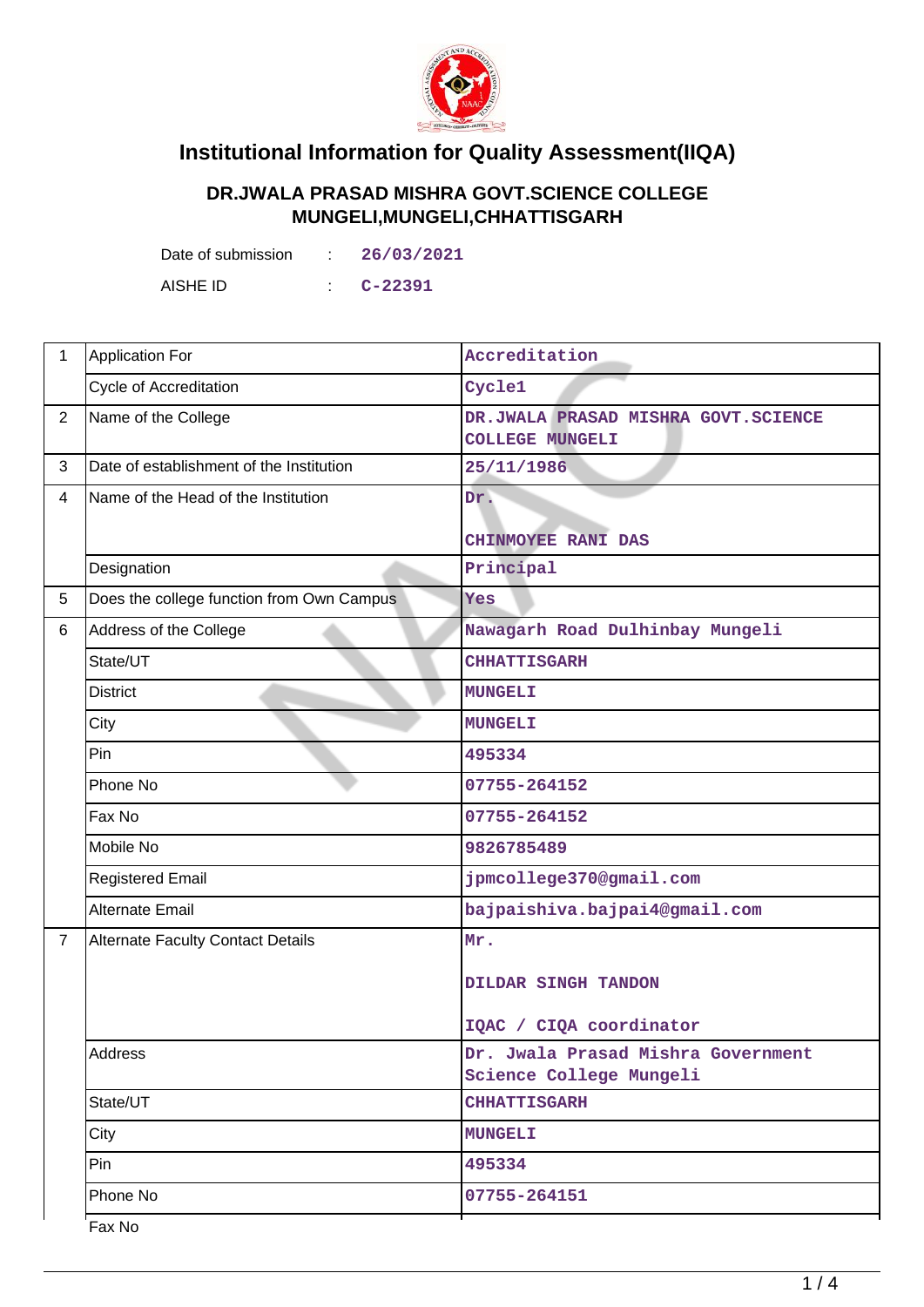# Institutional Information for Quality Assessment(IIQA)

## DR.JWALA PRASAD MISHRA GOVT.SCIENCE COLLEGE MUNGELI,MUNGELI,CHHATTISGARH

Date of submission : 26/03/2021

AISHE ID : C-22391

| | | |
|---|---|---|
| 1 | Application For | Accreditation |
| | Cycle of Accreditation | Cycle1 |
| 2 | Name of the College | DR.JWALA PRASAD MISHRA GOVT.SCIENCE COLLEGE MUNGELI |
| 3 | Date of establishment of the Institution | 25/11/1986 |
| 4 | Name of the Head of the Institution | Dr.<br><br>CHINMOYEE RANI DAS |
| | Designation | Principal |
| 5 | Does the college function from Own Campus | Yes |
| 6 | Address of the College | Nawagarh Road Dulhinbay Mungeli |
| | State/UT | CHHATTISGARH |
| | District | MUNGELI |
| | City | MUNGELI |
| | Pin | 495334 |
| | Phone No | 07755-264152 |
| | Fax No | 07755-264152 |
| | Mobile No | 9826785489 |
| | Registered Email | jpmcollege370@gmail.com |
| | Alternate Email | bajpaishiva.bajpai4@gmail.com |
| 7 | Alternate Faculty Contact Details | Mr.<br><br>DILDAR SINGH TANDON<br><br>IQAC / CIQA coordinator |
| | Address | Dr. Jwala Prasad Mishra Government Science College Mungeli |
| | State/UT | CHHATTISGARH |
| | City | MUNGELI |
| | Pin | 495334 |
| | Phone No | 07755-264151 |
| | Fax No | |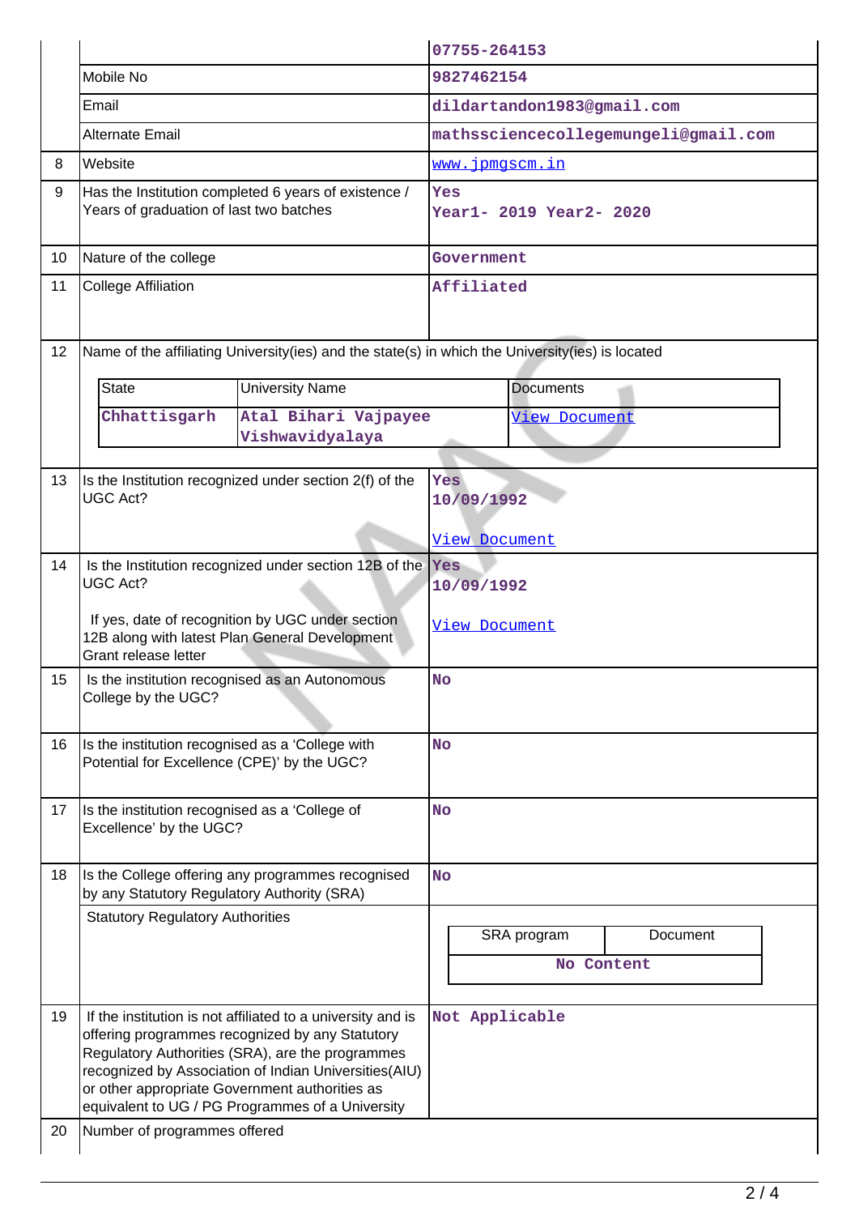|  |  |  |
|---|---|---|
|  |  | 07755-264153 |
|  | Mobile No | 9827462154 |
|  | Email | dildartandon1983@gmail.com |
|  | Alternate Email | mathssciencecollegemungeli@gmail.com |
| 8 | Website | www.jpmgscm.in |
| 9 | Has the Institution completed 6 years of existence / Years of graduation of last two batches | Yes<br>Year1- 2019 Year2- 2020 |
| 10 | Nature of the college | Government |
| 11 | College Affiliation | Affiliated |
| 12 | Name of the affiliating University(ies) and the state(s) in which the University(ies) is located |  |

| State | University Name | Documents |
|---|---|---|
| Chhattisgarh | Atal Bihari Vajpayee Vishwavidyalaya | View Document |

|  |  |  |
|---|---|---|
| 13 | Is the Institution recognized under section 2(f) of the UGC Act? | Yes<br>10/09/1992<br><br>View Document |
| 14 | Is the Institution recognized under section 12B of the UGC Act?<br><br>If yes, date of recognition by UGC under section 12B along with latest Plan General Development Grant release letter | Yes<br>10/09/1992<br><br>View Document |
| 15 | Is the institution recognised as an Autonomous College by the UGC? | No |
| 16 | Is the institution recognised as a 'College with Potential for Excellence (CPE)' by the UGC? | No |
| 17 | Is the institution recognised as a 'College of Excellence' by the UGC? | No |
| 18 | Is the College offering any programmes recognised by any Statutory Regulatory Authority (SRA) | No |
|  | Statutory Regulatory Authorities |  |

| SRA program | Document |
|---|---|
| No Content | |

|  |  |  |
|---|---|---|
| 19 | If the institution is not affiliated to a university and is offering programmes recognized by any Statutory Regulatory Authorities (SRA), are the programmes recognized by Association of Indian Universities(AIU) or other appropriate Government authorities as equivalent to UG / PG Programmes of a University | Not Applicable |
| 20 | Number of programmes offered |  |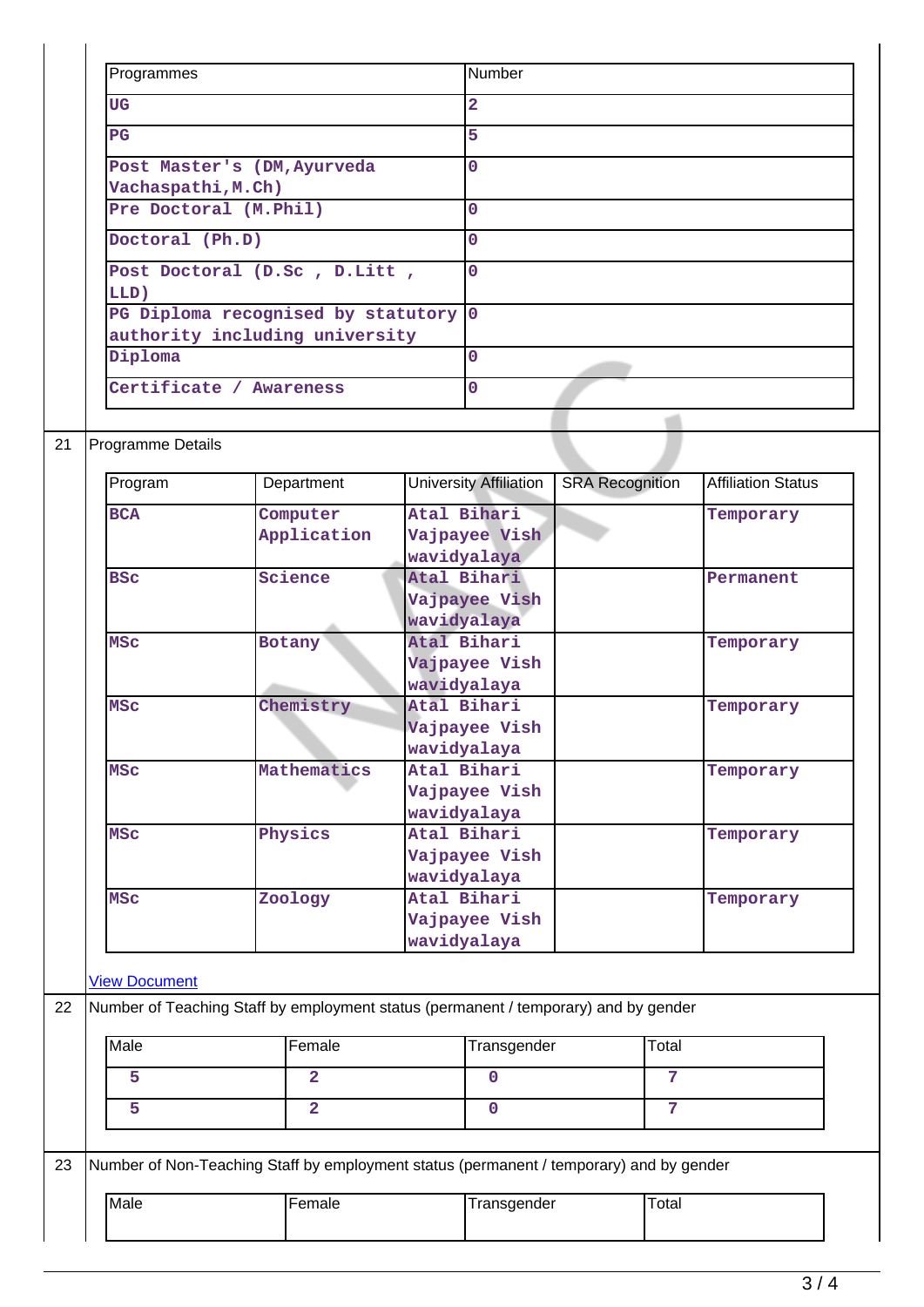| Programmes | Number |
|---|---|
| UG | 2 |
| PG | 5 |
| Post Master's (DM,Ayurveda Vachaspathi,M.Ch) | 0 |
| Pre Doctoral (M.Phil) | 0 |
| Doctoral (Ph.D) | 0 |
| Post Doctoral (D.Sc , D.Litt , LLD) | 0 |
| PG Diploma recognised by statutory authority including university | 0 |
| Diploma | 0 |
| Certificate / Awareness | 0 |

21 Programme Details

| Program | Department | University Affiliation | SRA Recognition | Affiliation Status |
|---|---|---|---|---|
| BCA | Computer Application | Atal Bihari Vajpayee Vishwavidyalaya | | Temporary |
| BSc | Science | Atal Bihari Vajpayee Vishwavidyalaya | | Permanent |
| MSc | Botany | Atal Bihari Vajpayee Vishwavidyalaya | | Temporary |
| MSc | Chemistry | Atal Bihari Vajpayee Vishwavidyalaya | | Temporary |
| MSc | Mathematics | Atal Bihari Vajpayee Vishwavidyalaya | | Temporary |
| MSc | Physics | Atal Bihari Vajpayee Vishwavidyalaya | | Temporary |
| MSc | Zoology | Atal Bihari Vajpayee Vishwavidyalaya | | Temporary |

View Document

22 Number of Teaching Staff by employment status (permanent / temporary) and by gender

| Male | Female | Transgender | Total |
|---|---|---|---|
| 5 | 2 | 0 | 7 |
| 5 | 2 | 0 | 7 |

23 Number of Non-Teaching Staff by employment status (permanent / temporary) and by gender

| Male | Female | Transgender | Total |
|---|---|---|---|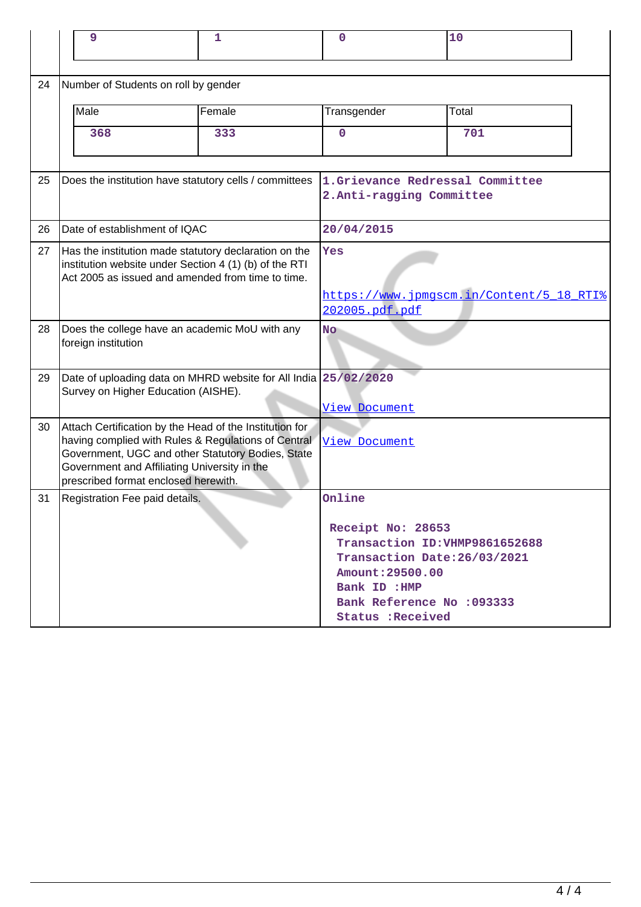| | | | | |
|---|---|---|---|---|
| | 9 | 1 | 0 | 10 |
| 24 | Number of Students on roll by gender | | | |
| | Male | Female | Transgender | Total |
| | 368 | 333 | 0 | 701 |
| 25 | Does the institution have statutory cells / committees | 1.Grievance Redressal Committee<br>2.Anti-ragging Committee | | |
| 26 | Date of establishment of IQAC | 20/04/2015 | | |
| 27 | Has the institution made statutory declaration on the institution website under Section 4 (1) (b) of the RTI Act 2005 as issued and amended from time to time. | Yes<br><br>https://www.jpmgscm.in/Content/5_18_RTI%202005.pdf.pdf | | |
| 28 | Does the college have an academic MoU with any foreign institution | No | | |
| 29 | Date of uploading data on MHRD website for All India Survey on Higher Education (AISHE). | 25/02/2020<br><br>View Document | | |
| 30 | Attach Certification by the Head of the Institution for having complied with Rules & Regulations of Central Government, UGC and other Statutory Bodies, State Government and Affiliating University in the prescribed format enclosed herewith. | View Document | | |
| 31 | Registration Fee paid details. | Online<br><br>Receipt No: 28653<br>Transaction ID:VHMP9861652688<br>Transaction Date:26/03/2021<br>Amount:29500.00<br>Bank ID :HMP<br>Bank Reference No :093333<br>Status :Received | | |